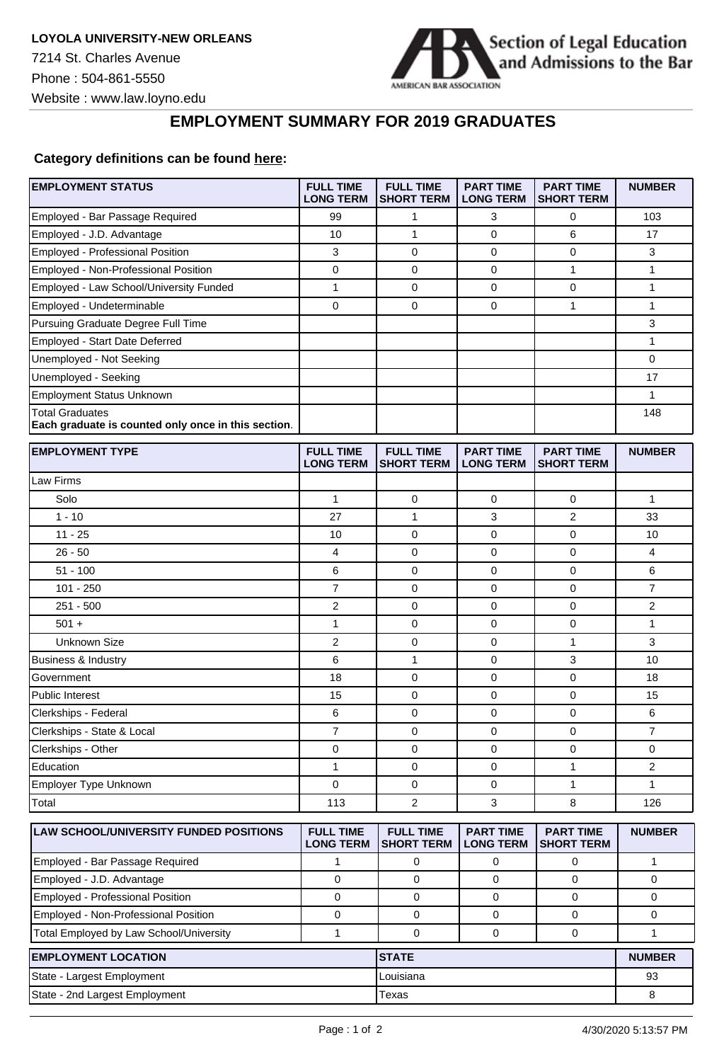**LOYOLA UNIVERSITY-NEW ORLEANS**

7214 St. Charles Avenue

Phone : 504-861-5550

Website : www.law.loyno.edu

Section of Legal Education and Admissions to the Bar

AMERICAN BAR ASSOCIATION

## EMPLOYMENT SUMMARY FOR 2019 GRADUATES

**Category definitions can be found here:**

| EMPLOYMENT STATUS | FULL TIME LONG TERM | FULL TIME SHORT TERM | PART TIME LONG TERM | PART TIME SHORT TERM | NUMBER |
|---|---|---|---|---|---|
| Employed - Bar Passage Required | 99 | 1 | 3 | 0 | 103 |
| Employed - J.D. Advantage | 10 | 1 | 0 | 6 | 17 |
| Employed - Professional Position | 3 | 0 | 0 | 0 | 3 |
| Employed - Non-Professional Position | 0 | 0 | 0 | 1 | 1 |
| Employed - Law School/University Funded | 1 | 0 | 0 | 0 | 1 |
| Employed - Undeterminable | 0 | 0 | 0 | 1 | 1 |
| Pursuing Graduate Degree Full Time | | | | | 3 |
| Employed - Start Date Deferred | | | | | 1 |
| Unemployed - Not Seeking | | | | | 0 |
| Unemployed - Seeking | | | | | 17 |
| Employment Status Unknown | | | | | 1 |
| Total Graduates **Each graduate is counted only once in this section**. | | | | | 148 |

| EMPLOYMENT TYPE | FULL TIME LONG TERM | FULL TIME SHORT TERM | PART TIME LONG TERM | PART TIME SHORT TERM | NUMBER |
|---|---|---|---|---|---|
| Law Firms | | | | | |
| Solo | 1 | 0 | 0 | 0 | 1 |
| 1 - 10 | 27 | 1 | 3 | 2 | 33 |
| 11 - 25 | 10 | 0 | 0 | 0 | 10 |
| 26 - 50 | 4 | 0 | 0 | 0 | 4 |
| 51 - 100 | 6 | 0 | 0 | 0 | 6 |
| 101 - 250 | 7 | 0 | 0 | 0 | 7 |
| 251 - 500 | 2 | 0 | 0 | 0 | 2 |
| 501 + | 1 | 0 | 0 | 0 | 1 |
| Unknown Size | 2 | 0 | 0 | 1 | 3 |
| Business & Industry | 6 | 1 | 0 | 3 | 10 |
| Government | 18 | 0 | 0 | 0 | 18 |
| Public Interest | 15 | 0 | 0 | 0 | 15 |
| Clerkships - Federal | 6 | 0 | 0 | 0 | 6 |
| Clerkships - State & Local | 7 | 0 | 0 | 0 | 7 |
| Clerkships - Other | 0 | 0 | 0 | 0 | 0 |
| Education | 1 | 0 | 0 | 1 | 2 |
| Employer Type Unknown | 0 | 0 | 0 | 1 | 1 |
| Total | 113 | 2 | 3 | 8 | 126 |

| LAW SCHOOL/UNIVERSITY FUNDED POSITIONS | FULL TIME LONG TERM | FULL TIME SHORT TERM | PART TIME LONG TERM | PART TIME SHORT TERM | NUMBER |
|---|---|---|---|---|---|
| Employed - Bar Passage Required | 1 | 0 | 0 | 0 | 1 |
| Employed - J.D. Advantage | 0 | 0 | 0 | 0 | 0 |
| Employed - Professional Position | 0 | 0 | 0 | 0 | 0 |
| Employed - Non-Professional Position | 0 | 0 | 0 | 0 | 0 |
| Total Employed by Law School/University | 1 | 0 | 0 | 0 | 1 |

| EMPLOYMENT LOCATION | STATE | NUMBER |
|---|---|---|
| State - Largest Employment | Louisiana | 93 |
| State - 2nd Largest Employment | Texas | 8 |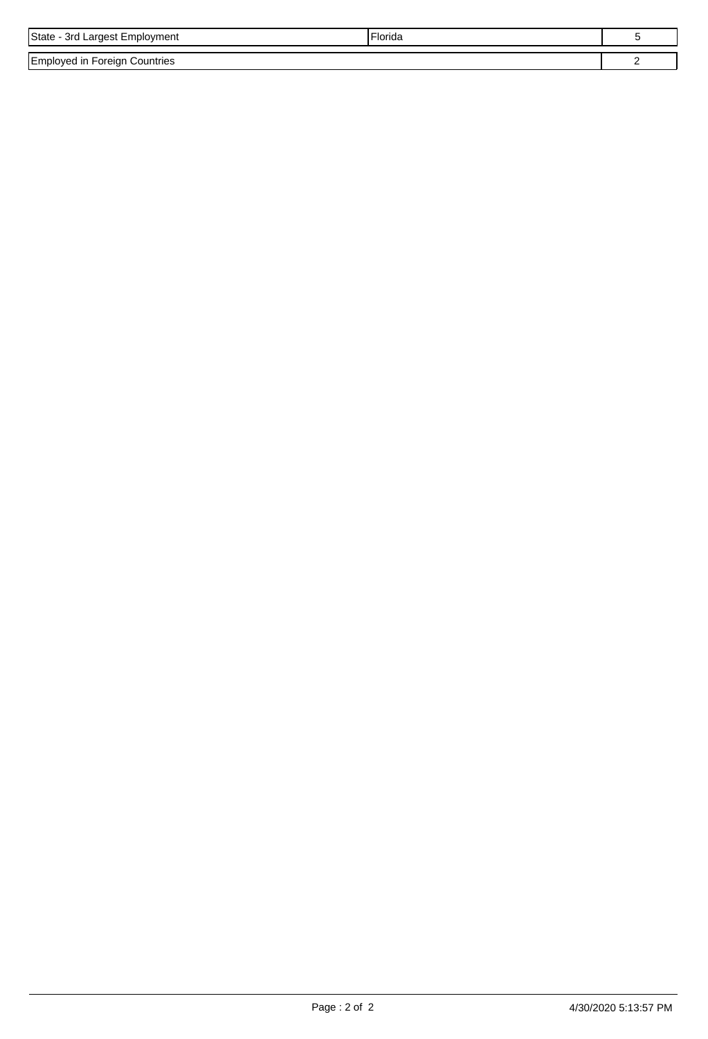| | | |
|---|---|---|
| State - 3rd Largest Employment | Florida | 5 |
| Employed in Foreign Countries | | 2 |